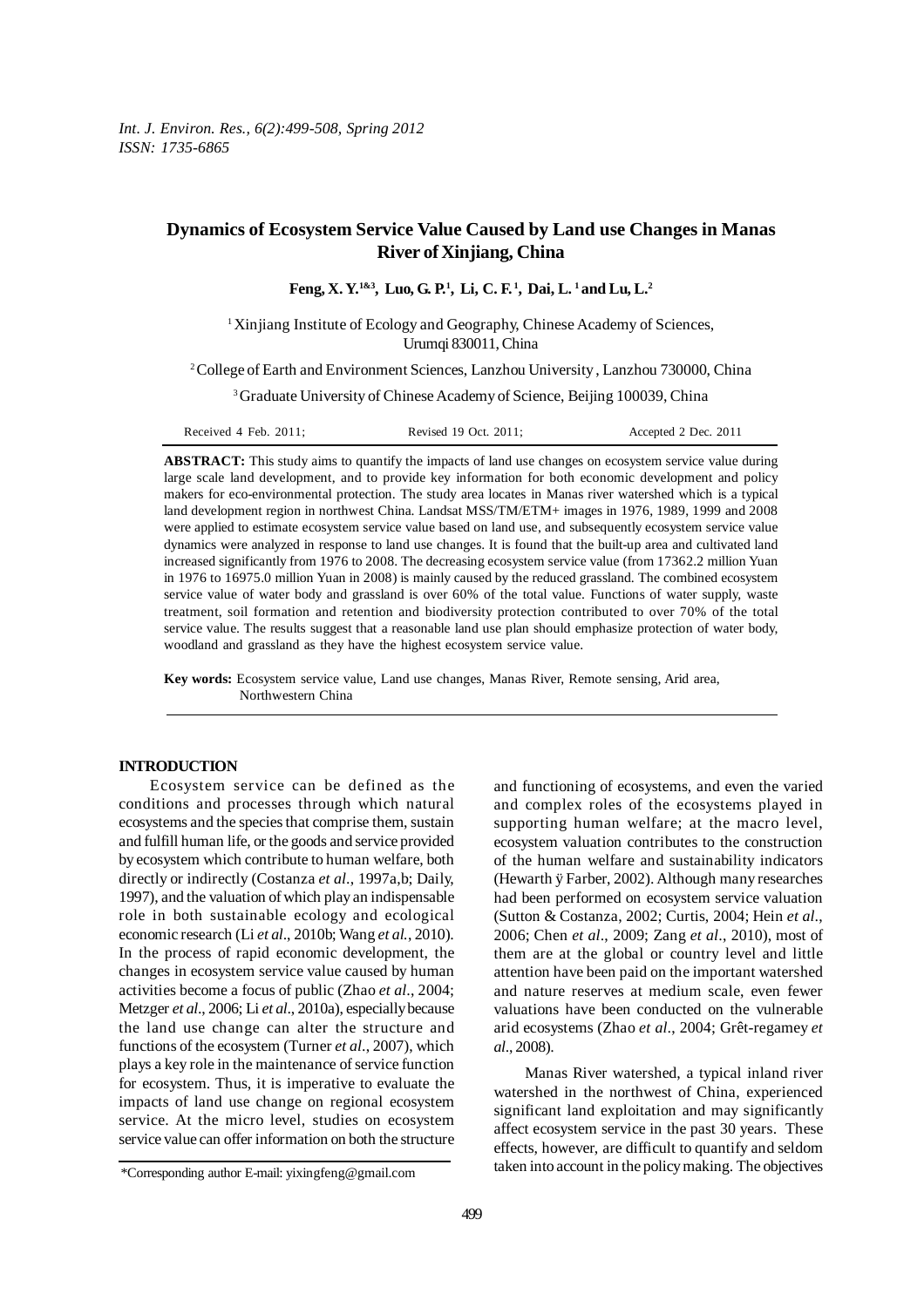# Dynamics of Ecosystem Service Value Caused by Land use Changes in Manas River of Xinjiang, China

**Feng, X. Y.[1&3], Luo, G. P.[1], Li, C. F.[1], Dai, L.[1] and Lu, L.[2]**

[1] Xinjiang Institute of Ecology and Geography, Chinese Academy of Sciences, Urumqi 830011, China

[2] College of Earth and Environment Sciences, Lanzhou University, Lanzhou 730000, China

[3] Graduate University of Chinese Academy of Science, Beijing 100039, China

Received 4 Feb. 2011; Revised 19 Oct. 2011; Accepted 2 Dec. 2011

**ABSTRACT:** This study aims to quantify the impacts of land use changes on ecosystem service value during large scale land development, and to provide key information for both economic development and policy makers for eco-environmental protection. The study area locates in Manas river watershed which is a typical land development region in northwest China. Landsat MSS/TM/ETM+ images in 1976, 1989, 1999 and 2008 were applied to estimate ecosystem service value based on land use, and subsequently ecosystem service value dynamics were analyzed in response to land use changes. It is found that the built-up area and cultivated land increased significantly from 1976 to 2008. The decreasing ecosystem service value (from 17362.2 million Yuan in 1976 to 16975.0 million Yuan in 2008) is mainly caused by the reduced grassland. The combined ecosystem service value of water body and grassland is over 60% of the total value. Functions of water supply, waste treatment, soil formation and retention and biodiversity protection contributed to over 70% of the total service value. The results suggest that a reasonable land use plan should emphasize protection of water body, woodland and grassland as they have the highest ecosystem service value.

**Key words:** Ecosystem service value, Land use changes, Manas River, Remote sensing, Arid area, Northwestern China

## INTRODUCTION

Ecosystem service can be defined as the conditions and processes through which natural ecosystems and the species that comprise them, sustain and fulfill human life, or the goods and service provided by ecosystem which contribute to human welfare, both directly or indirectly (Costanza *et al*., 1997a,b; Daily, 1997), and the valuation of which play an indispensable role in both sustainable ecology and ecological economic research (Li *et al*., 2010b; Wang *et al*., 2010). In the process of rapid economic development, the changes in ecosystem service value caused by human activities become a focus of public (Zhao *et al*., 2004; Metzger *et al*., 2006; Li *et al*., 2010a), especially because the land use change can alter the structure and functions of the ecosystem (Turner *et al*., 2007), which plays a key role in the maintenance of service function for ecosystem. Thus, it is imperative to evaluate the impacts of land use change on regional ecosystem service. At the micro level, studies on ecosystem service value can offer information on both the structure and functioning of ecosystems, and even the varied and complex roles of the ecosystems played in supporting human welfare; at the macro level, ecosystem valuation contributes to the construction of the human welfare and sustainability indicators (Hewarth ÿ Farber, 2002). Although many researches had been performed on ecosystem service valuation (Sutton & Costanza, 2002; Curtis, 2004; Hein *et al*., 2006; Chen *et al*., 2009; Zang *et al*., 2010), most of them are at the global or country level and little attention have been paid on the important watershed and nature reserves at medium scale, even fewer valuations have been conducted on the vulnerable arid ecosystems (Zhao *et al*., 2004; Grêt-regamey *et al*., 2008).

Manas River watershed, a typical inland river watershed in the northwest of China, experienced significant land exploitation and may significantly affect ecosystem service in the past 30 years. These effects, however, are difficult to quantify and seldom taken into account in the policy making. The objectives

*Corresponding author E-mail: yixingfeng@gmail.com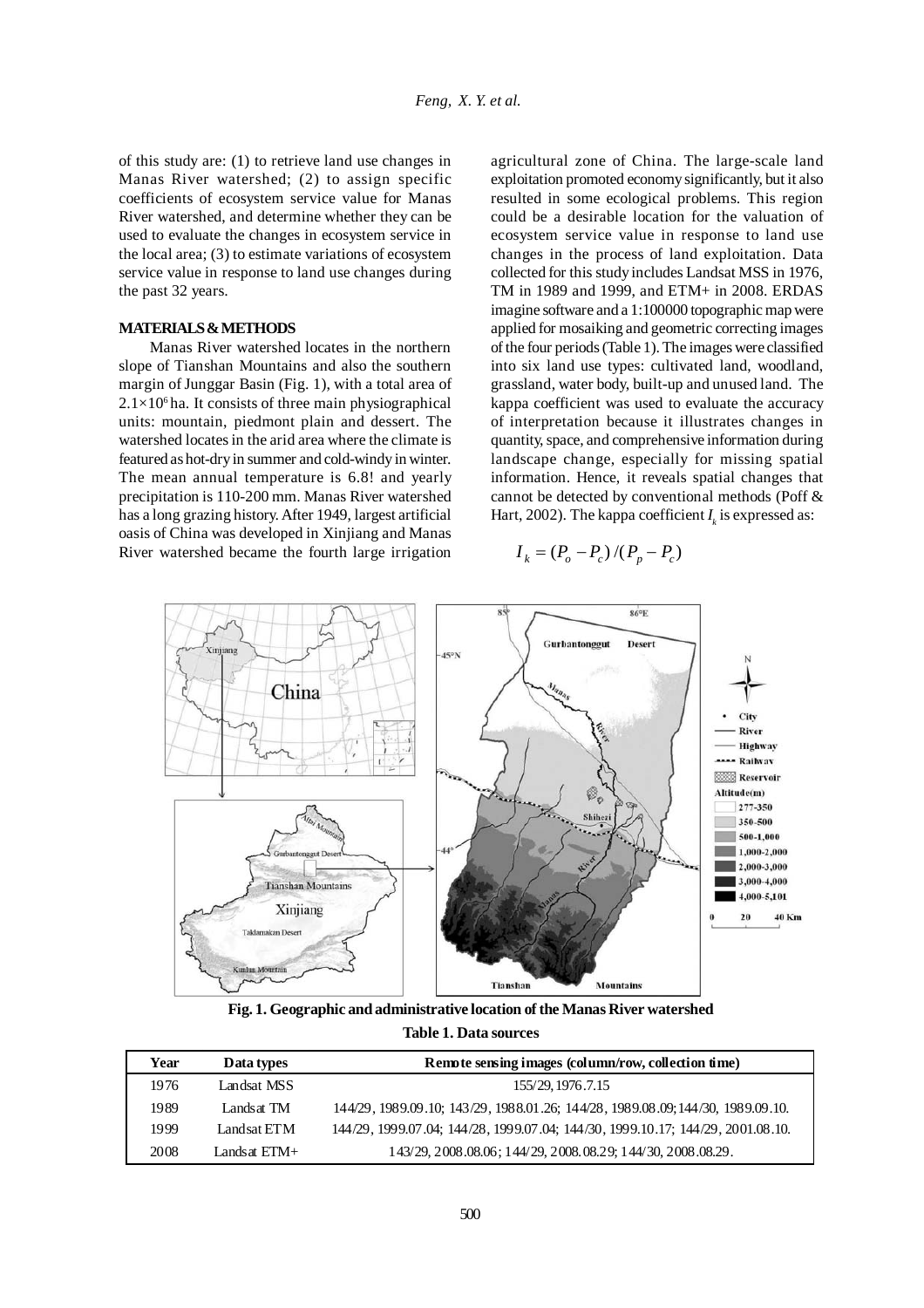of this study are: (1) to retrieve land use changes in Manas River watershed; (2) to assign specific coefficients of ecosystem service value for Manas River watershed, and determine whether they can be used to evaluate the changes in ecosystem service in the local area; (3) to estimate variations of ecosystem service value in response to land use changes during the past 32 years.

## MATERIALS & METHODS

Manas River watershed locates in the northern slope of Tianshan Mountains and also the southern margin of Junggar Basin (Fig. 1), with a total area of $2.1\times10^6$ ha. It consists of three main physiographical units: mountain, piedmont plain and dessert. The watershed locates in the arid area where the climate is featured as hot-dry in summer and cold-windy in winter. The mean annual temperature is 6.8! and yearly precipitation is 110-200 mm. Manas River watershed has a long grazing history. After 1949, largest artificial oasis of China was developed in Xinjiang and Manas River watershed became the fourth large irrigation agricultural zone of China. The large-scale land exploitation promoted economy significantly, but it also resulted in some ecological problems. This region could be a desirable location for the valuation of ecosystem service value in response to land use changes in the process of land exploitation. Data collected for this study includes Landsat MSS in 1976, TM in 1989 and 1999, and ETM+ in 2008. ERDAS imagine software and a 1:100000 topographic map were applied for mosaiking and geometric correcting images of the four periods (Table 1). The images were classified into six land use types: cultivated land, woodland, grassland, water body, built-up and unused land. The kappa coefficient was used to evaluate the accuracy of interpretation because it illustrates changes in quantity, space, and comprehensive information during landscape change, especially for missing spatial information. Hence, it reveals spatial changes that cannot be detected by conventional methods (Poff & Hart, 2002). The kappa coefficient $I_k$ is expressed as:

$$I_k = (P_o - P_c)/(P_p - P_c)$$

**Fig. 1. Geographic and administrative location of the Manas River watershed**

**Table 1. Data sources**

| Year | Data types | Remote sensing images (column/row, collection time) |
|---|---|---|
| 1976 | Landsat MSS | 155/29, 1976.7.15 |
| 1989 | Landsat TM | 144/29, 1989.09.10; 143/29, 1988.01.26; 144/28, 1989.08.09; 144/30, 1989.09.10. |
| 1999 | Landsat ETM | 144/29, 1999.07.04; 144/28, 1999.07.04; 144/30, 1999.10.17; 144/29, 2001.08.10. |
| 2008 | Landsat ETM+ | 143/29, 2008.08.06; 144/29, 2008.08.29; 144/30, 2008.08.29. |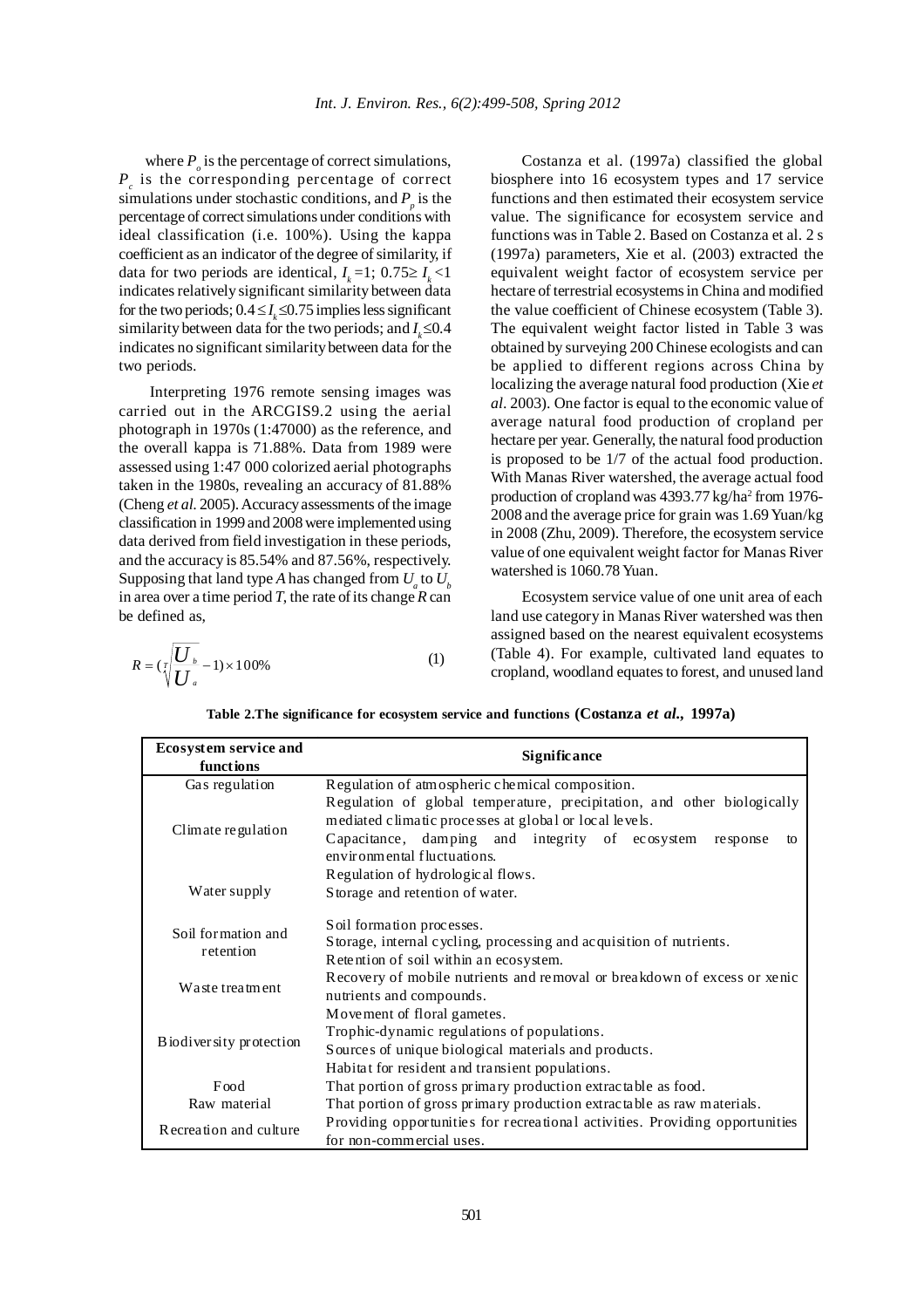where $P_o$ is the percentage of correct simulations, $P_c$ is the corresponding percentage of correct simulations under stochastic conditions, and $P_p$ is the percentage of correct simulations under conditions with ideal classification (i.e. 100%). Using the kappa coefficient as an indicator of the degree of similarity, if data for two periods are identical, $I_k = 1$; $0.75 \geq I_k < 1$ indicates relatively significant similarity between data for the two periods; $0.4 \leq I_k \leq 0.75$ implies less significant similarity between data for the two periods; and $I_k \leq 0.4$ indicates no significant similarity between data for the two periods.

Interpreting 1976 remote sensing images was carried out in the ARCGIS9.2 using the aerial photograph in 1970s (1:47000) as the reference, and the overall kappa is 71.88%. Data from 1989 were assessed using 1:47 000 colorized aerial photographs taken in the 1980s, revealing an accuracy of 81.88% (Cheng *et al.* 2005). Accuracy assessments of the image classification in 1999 and 2008 were implemented using data derived from field investigation in these periods, and the accuracy is 85.54% and 87.56%, respectively. Supposing that land type *A* has changed from $U_a$ to $U_b$ in area over a time period *T*, the rate of its change *R* can be defined as,

$$R = \left(\sqrt[T]{\frac{U_b}{U_a}} - 1\right) \times 100\% \tag{1}$$

Costanza et al. (1997a) classified the global biosphere into 16 ecosystem types and 17 service functions and then estimated their ecosystem service value. The significance for ecosystem service and functions was in Table 2. Based on Costanza et al. 2 s (1997a) parameters, Xie et al. (2003) extracted the equivalent weight factor of ecosystem service per hectare of terrestrial ecosystems in China and modified the value coefficient of Chinese ecosystem (Table 3). The equivalent weight factor listed in Table 3 was obtained by surveying 200 Chinese ecologists and can be applied to different regions across China by localizing the average natural food production (Xie *et al.* 2003). One factor is equal to the economic value of average natural food production of cropland per hectare per year. Generally, the natural food production is proposed to be 1/7 of the actual food production. With Manas River watershed, the average actual food production of cropland was 4393.77 kg/ha$^2$ from 1976-2008 and the average price for grain was 1.69 Yuan/kg in 2008 (Zhu, 2009). Therefore, the ecosystem service value of one equivalent weight factor for Manas River watershed is 1060.78 Yuan.

Ecosystem service value of one unit area of each land use category in Manas River watershed was then assigned based on the nearest equivalent ecosystems (Table 4). For example, cultivated land equates to cropland, woodland equates to forest, and unused land

**Table 2.The significance for ecosystem service and functions (Costanza *et al.,* 1997a)**

| Ecosystem service and functions | Significance |
|---|---|
| Gas regulation | Regulation of atmospheric chemical composition. |
| Climate regulation | Regulation of global temperature, precipitation, and other biologically mediated climatic processes at global or local levels. Capacitance, damping and integrity of ecosystem response to environmental fluctuations. |
| Water supply | Regulation of hydrological flows. Storage and retention of water. |
| Soil formation and retention | Soil formation processes. Storage, internal cycling, processing and acquisition of nutrients. Retention of soil within an ecosystem. |
| Waste treatment | Recovery of mobile nutrients and removal or breakdown of excess or xenic nutrients and compounds. |
| Biodiversity protection | Movement of floral gametes. Trophic-dynamic regulations of populations. Sources of unique biological materials and products. Habitat for resident and transient populations. |
| Food | That portion of gross primary production extractable as food. |
| Raw material | That portion of gross primary production extractable as raw materials. |
| Recreation and culture | Providing opportunities for recreational activities. Providing opportunities for non-commercial uses. |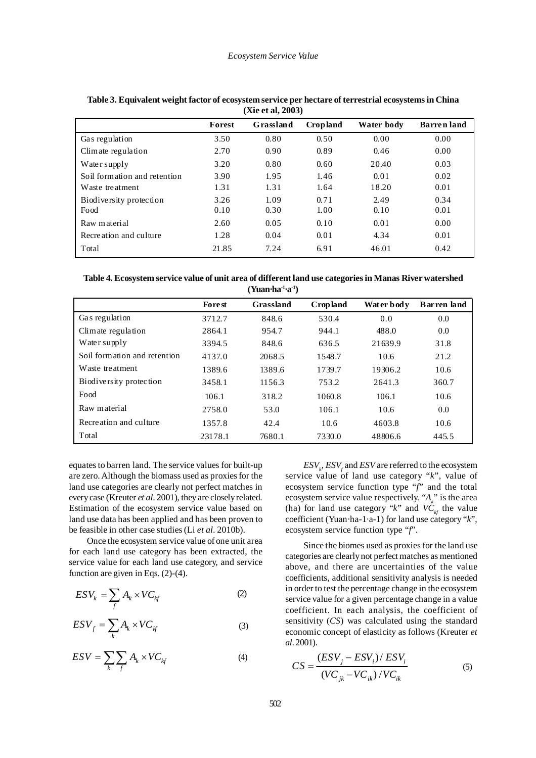**Table 3. Equivalent weight factor of ecosystem service per hectare of terrestrial ecosystems in China (Xie et al, 2003)**

| | Forest | Grassland | Cropland | Water body | Barren land |
|---|---|---|---|---|---|
| Gas regulation | 3.50 | 0.80 | 0.50 | 0.00 | 0.00 |
| Climate regulation | 2.70 | 0.90 | 0.89 | 0.46 | 0.00 |
| Water supply | 3.20 | 0.80 | 0.60 | 20.40 | 0.03 |
| Soil formation and retention | 3.90 | 1.95 | 1.46 | 0.01 | 0.02 |
| Waste treatment | 1.31 | 1.31 | 1.64 | 18.20 | 0.01 |
| Biodiversity protection | 3.26 | 1.09 | 0.71 | 2.49 | 0.34 |
| Food | 0.10 | 0.30 | 1.00 | 0.10 | 0.01 |
| Raw material | 2.60 | 0.05 | 0.10 | 0.01 | 0.00 |
| Recreation and culture | 1.28 | 0.04 | 0.01 | 4.34 | 0.01 |
| Total | 21.85 | 7.24 | 6.91 | 46.01 | 0.42 |

**Table 4. Ecosystem service value of unit area of different land use categories in Manas River watershed ($Yuan \cdot ha^{-1} \cdot a^{-1}$)**

| | Forest | Grassland | Cropland | Water body | Barren land |
|---|---|---|---|---|---|
| Gas regulation | 3712.7 | 848.6 | 530.4 | 0.0 | 0.0 |
| Climate regulation | 2864.1 | 954.7 | 944.1 | 488.0 | 0.0 |
| Water supply | 3394.5 | 848.6 | 636.5 | 21639.9 | 31.8 |
| Soil formation and retention | 4137.0 | 2068.5 | 1548.7 | 10.6 | 21.2 |
| Waste treatment | 1389.6 | 1389.6 | 1739.7 | 19306.2 | 10.6 |
| Biodiversity protection | 3458.1 | 1156.3 | 753.2 | 2641.3 | 360.7 |
| Food | 106.1 | 318.2 | 1060.8 | 106.1 | 10.6 |
| Raw material | 2758.0 | 53.0 | 106.1 | 10.6 | 0.0 |
| Recreation and culture | 1357.8 | 42.4 | 10.6 | 4603.8 | 10.6 |
| Total | 23178.1 | 7680.1 | 7330.0 | 48806.6 | 445.5 |

equates to barren land. The service values for built-up are zero. Although the biomass used as proxies for the land use categories are clearly not perfect matches in every case (Kreuter *et al*. 2001), they are closely related. Estimation of the ecosystem service value based on land use data has been applied and has been proven to be feasible in other case studies (Li *et al*. 2010b).

Once the ecosystem service value of one unit area for each land use category has been extracted, the service value for each land use category, and service function are given in Eqs. (2)-(4).

$$ESV_k = \sum_f A_k \times VC_{kf} \tag{2}$$

$$ESV_f = \sum_k A_k \times VC_{kf} \tag{3}$$

$$ESV = \sum_k \sum_f A_k \times VC_{kf} \tag{4}$$

$ESV_k$, $ESV_f$ and $ESV$ are referred to the ecosystem service value of land use category "$k$", value of ecosystem service function type "$f$" and the total ecosystem service value respectively. "$A_k$" is the area (ha) for land use category "$k$" and $VC_{kf}$ the value coefficient (Yuan·ha-1·a-1) for land use category "$k$", ecosystem service function type "$f$".

Since the biomes used as proxies for the land use categories are clearly not perfect matches as mentioned above, and there are uncertainties of the value coefficients, additional sensitivity analysis is needed in order to test the percentage change in the ecosystem service value for a given percentage change in a value coefficient. In each analysis, the coefficient of sensitivity ($CS$) was calculated using the standard economic concept of elasticity as follows (Kreuter *et al*. 2001).

$$CS = \frac{(ESV_j - ESV_i)/ESV_i}{(VC_{jk} - VC_{ik})/VC_{ik}} \tag{5}$$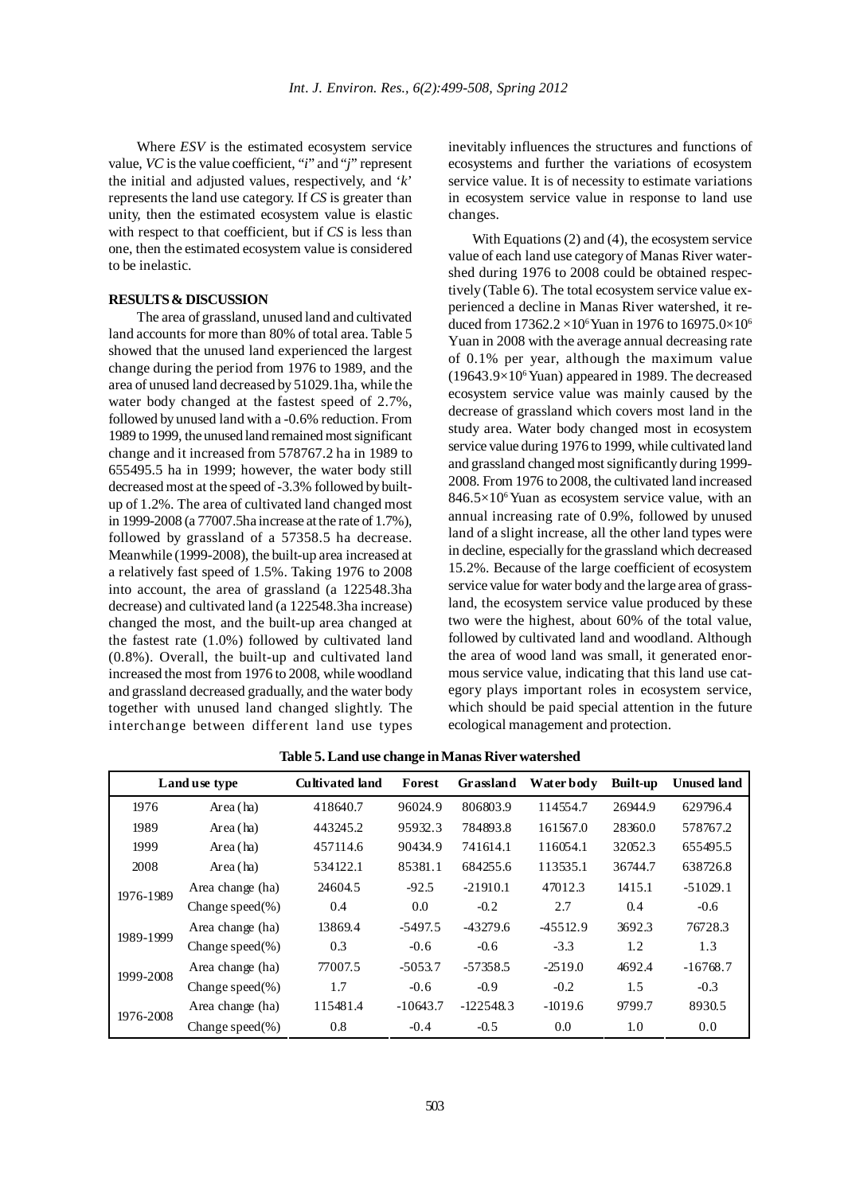Where *ESV* is the estimated ecosystem service value, *VC* is the value coefficient, "*i*" and "*j*" represent the initial and adjusted values, respectively, and '*k*' represents the land use category. If *CS* is greater than unity, then the estimated ecosystem value is elastic with respect to that coefficient, but if *CS* is less than one, then the estimated ecosystem value is considered to be inelastic.

## RESULTS & DISCUSSION

The area of grassland, unused land and cultivated land accounts for more than 80% of total area. Table 5 showed that the unused land experienced the largest change during the period from 1976 to 1989, and the area of unused land decreased by 51029.1ha, while the water body changed at the fastest speed of 2.7%, followed by unused land with a -0.6% reduction. From 1989 to 1999, the unused land remained most significant change and it increased from 578767.2 ha in 1989 to 655495.5 ha in 1999; however, the water body still decreased most at the speed of -3.3% followed by built-up of 1.2%. The area of cultivated land changed most in 1999-2008 (a 77007.5ha increase at the rate of 1.7%), followed by grassland of a 57358.5 ha decrease. Meanwhile (1999-2008), the built-up area increased at a relatively fast speed of 1.5%. Taking 1976 to 2008 into account, the area of grassland (a 122548.3ha decrease) and cultivated land (a 122548.3ha increase) changed the most, and the built-up area changed at the fastest rate (1.0%) followed by cultivated land (0.8%). Overall, the built-up and cultivated land increased the most from 1976 to 2008, while woodland and grassland decreased gradually, and the water body together with unused land changed slightly. The interchange between different land use types inevitably influences the structures and functions of ecosystems and further the variations of ecosystem service value. It is of necessity to estimate variations in ecosystem service value in response to land use changes.

With Equations (2) and (4), the ecosystem service value of each land use category of Manas River watershed during 1976 to 2008 could be obtained respectively (Table 6). The total ecosystem service value experienced a decline in Manas River watershed, it reduced from $17362.2 \times 10^6$ Yuan in 1976 to $16975.0 \times 10^6$ Yuan in 2008 with the average annual decreasing rate of 0.1% per year, although the maximum value ($19643.9 \times 10^6$ Yuan) appeared in 1989. The decreased ecosystem service value was mainly caused by the decrease of grassland which covers most land in the study area. Water body changed most in ecosystem service value during 1976 to 1999, while cultivated land and grassland changed most significantly during 1999-2008. From 1976 to 2008, the cultivated land increased $846.5 \times 10^6$ Yuan as ecosystem service value, with an annual increasing rate of 0.9%, followed by unused land of a slight increase, all the other land types were in decline, especially for the grassland which decreased 15.2%. Because of the large coefficient of ecosystem service value for water body and the large area of grassland, the ecosystem service value produced by these two were the highest, about 60% of the total value, followed by cultivated land and woodland. Although the area of wood land was small, it generated enormous service value, indicating that this land use category plays important roles in ecosystem service, which should be paid special attention in the future ecological management and protection.

**Table 5. Land use change in Manas River watershed**

| Land use type | | Cultivated land | Forest | Grassland | Water body | Built-up | Unused land |
|---|---|---|---|---|---|---|---|
| 1976 | Area (ha) | 418640.7 | 96024.9 | 806803.9 | 114554.7 | 26944.9 | 629796.4 |
| 1989 | Area (ha) | 443245.2 | 95932.3 | 784893.8 | 161567.0 | 28360.0 | 578767.2 |
| 1999 | Area (ha) | 457114.6 | 90434.9 | 741614.1 | 116054.1 | 32052.3 | 655495.5 |
| 2008 | Area (ha) | 534122.1 | 85381.1 | 684255.6 | 113535.1 | 36744.7 | 638726.8 |
| 1976-1989 | Area change (ha) | 24604.5 | -92.5 | -21910.1 | 47012.3 | 1415.1 | -51029.1 |
| | Change speed(%) | 0.4 | 0.0 | -0.2 | 2.7 | 0.4 | -0.6 |
| 1989-1999 | Area change (ha) | 13869.4 | -5497.5 | -43279.6 | -45512.9 | 3692.3 | 76728.3 |
| | Change speed(%) | 0.3 | -0.6 | -0.6 | -3.3 | 1.2 | 1.3 |
| 1999-2008 | Area change (ha) | 77007.5 | -5053.7 | -57358.5 | -2519.0 | 4692.4 | -16768.7 |
| | Change speed(%) | 1.7 | -0.6 | -0.9 | -0.2 | 1.5 | -0.3 |
| 1976-2008 | Area change (ha) | 115481.4 | -10643.7 | -122548.3 | -1019.6 | 9799.7 | 8930.5 |
| | Change speed(%) | 0.8 | -0.4 | -0.5 | 0.0 | 1.0 | 0.0 |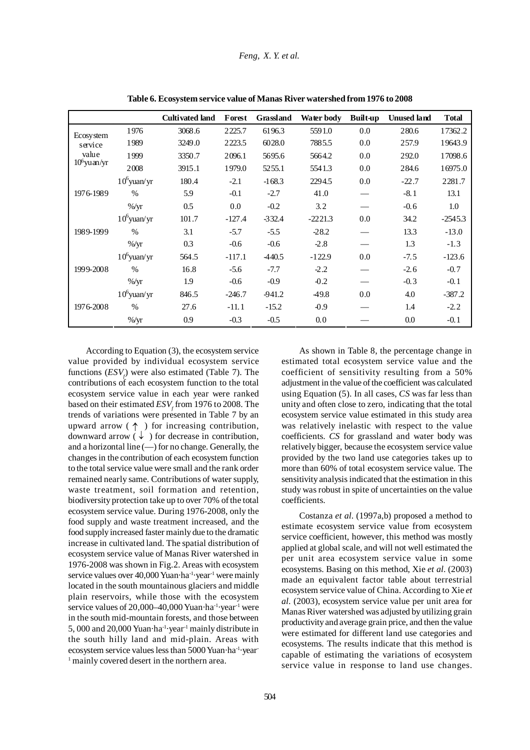**Table 6. Ecosystem service value of Manas River watershed from 1976 to 2008**

| | | Cultivated land | Forest | Grassland | Water body | Built-up | Unused land | Total |
|---|---|---|---|---|---|---|---|---|
| Ecosystem service value $10^6$yuan/yr | 1976 | 3068.6 | 2225.7 | 6196.3 | 5591.0 | 0.0 | 280.6 | 17362.2 |
| | 1989 | 3249.0 | 2223.5 | 6028.0 | 7885.5 | 0.0 | 257.9 | 19643.9 |
| | 1999 | 3350.7 | 2096.1 | 5695.6 | 5664.2 | 0.0 | 292.0 | 17098.6 |
| | 2008 | 3915.1 | 1979.0 | 5255.1 | 5541.3 | 0.0 | 284.6 | 16975.0 |
| 1976-1989 | $10^6$yuan/yr | 180.4 | -2.1 | -168.3 | 2294.5 | 0.0 | -22.7 | 2281.7 |
| | % | 5.9 | -0.1 | -2.7 | 41.0 | — | -8.1 | 13.1 |
| | %/yr | 0.5 | 0.0 | -0.2 | 3.2 | — | -0.6 | 1.0 |
| 1989-1999 | $10^6$yuan/yr | 101.7 | -127.4 | -332.4 | -2221.3 | 0.0 | 34.2 | -2545.3 |
| | % | 3.1 | -5.7 | -5.5 | -28.2 | — | 13.3 | -13.0 |
| | %/yr | 0.3 | -0.6 | -0.6 | -2.8 | — | 1.3 | -1.3 |
| 1999-2008 | $10^6$yuan/yr | 564.5 | -117.1 | -440.5 | -122.9 | 0.0 | -7.5 | -123.6 |
| | % | 16.8 | -5.6 | -7.7 | -2.2 | — | -2.6 | -0.7 |
| | %/yr | 1.9 | -0.6 | -0.9 | -0.2 | — | -0.3 | -0.1 |
| 1976-2008 | $10^6$yuan/yr | 846.5 | -246.7 | -941.2 | -49.8 | 0.0 | 4.0 | -387.2 |
| | % | 27.6 | -11.1 | -15.2 | -0.9 | — | 1.4 | -2.2 |
| | %/yr | 0.9 | -0.3 | -0.5 | 0.0 | — | 0.0 | -0.1 |

According to Equation (3), the ecosystem service value provided by individual ecosystem service functions ($ESV_f$) were also estimated (Table 7). The contributions of each ecosystem function to the total ecosystem service value in each year were ranked based on their estimated $ESV_f$ from 1976 to 2008. The trends of variations were presented in Table 7 by an upward arrow (↑) for increasing contribution, downward arrow (↓) for decrease in contribution, and a horizontal line (—) for no change. Generally, the changes in the contribution of each ecosystem function to the total service value were small and the rank order remained nearly same. Contributions of water supply, waste treatment, soil formation and retention, biodiversity protection take up to over 70% of the total ecosystem service value. During 1976-2008, only the food supply and waste treatment increased, and the food supply increased faster mainly due to the dramatic increase in cultivated land. The spatial distribution of ecosystem service value of Manas River watershed in 1976-2008 was shown in Fig.2. Areas with ecosystem service values over 40,000 Yuan·ha$^{-1}$·year$^{-1}$ were mainly located in the south mountainous glaciers and middle plain reservoirs, while those with the ecosystem service values of 20,000–40,000 Yuan·ha$^{-1}$·year$^{-1}$ were in the south mid-mountain forests, and those between 5, 000 and 20,000 Yuan·ha$^{-1}$·year$^{-1}$ mainly distribute in the south hilly land and mid-plain. Areas with ecosystem service values less than 5000 Yuan·ha$^{-1}$·year$^{-1}$ mainly covered desert in the northern area.

As shown in Table 8, the percentage change in estimated total ecosystem service value and the coefficient of sensitivity resulting from a 50% adjustment in the value of the coefficient was calculated using Equation (5). In all cases, *CS* was far less than unity and often close to zero, indicating that the total ecosystem service value estimated in this study area was relatively inelastic with respect to the value coefficients. *CS* for grassland and water body was relatively bigger, because the ecosystem service value provided by the two land use categories takes up to more than 60% of total ecosystem service value. The sensitivity analysis indicated that the estimation in this study was robust in spite of uncertainties on the value coefficients.

Costanza *et al.* (1997a,b) proposed a method to estimate ecosystem service value from ecosystem service coefficient, however, this method was mostly applied at global scale, and will not well estimated the per unit area ecosystem service value in some ecosystems. Basing on this method, Xie *et al.* (2003) made an equivalent factor table about terrestrial ecosystem service value of China. According to Xie *et al.* (2003), ecosystem service value per unit area for Manas River watershed was adjusted by utilizing grain productivity and average grain price, and then the value were estimated for different land use categories and ecosystems. The results indicate that this method is capable of estimating the variations of ecosystem service value in response to land use changes.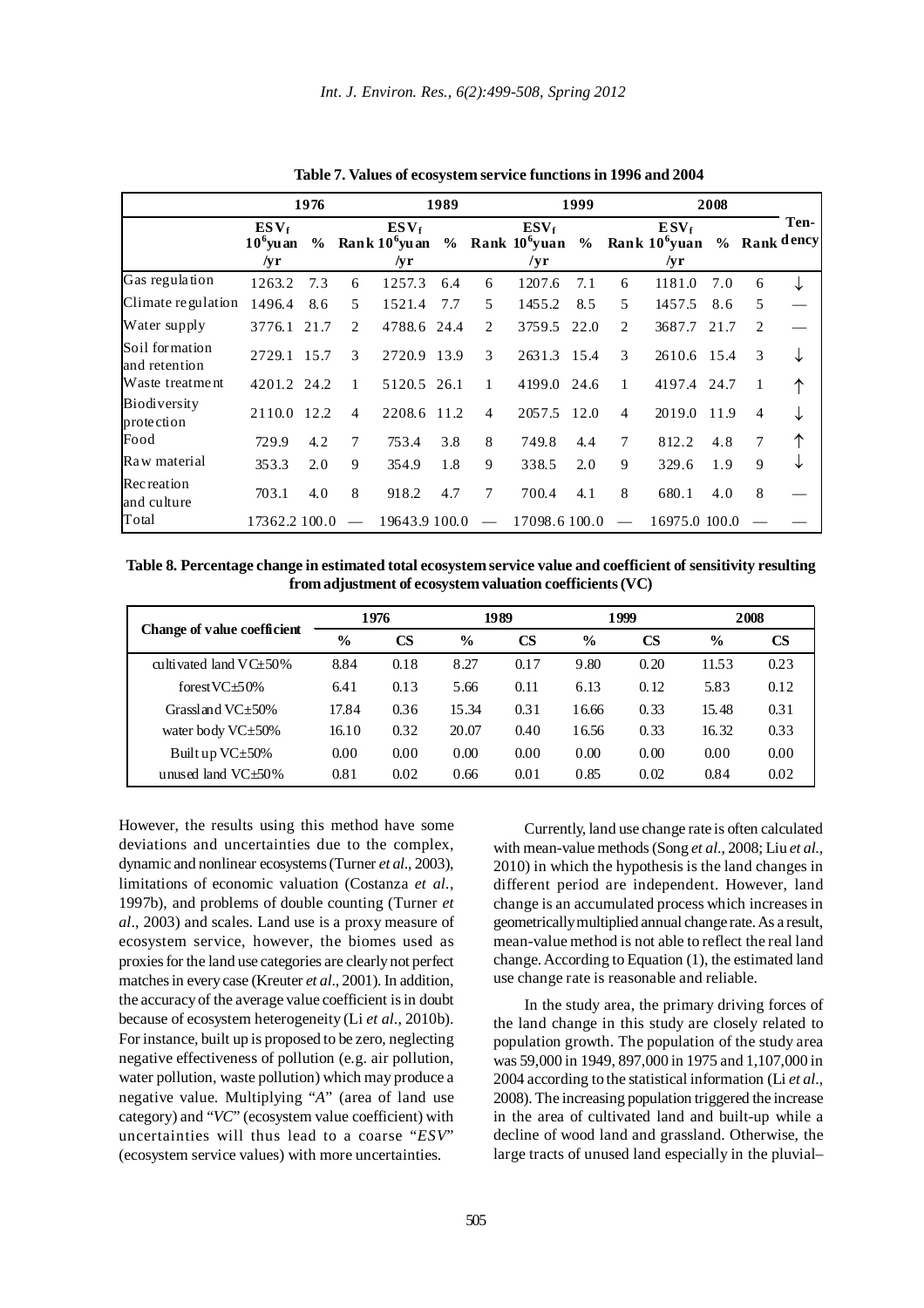**Table 7. Values of ecosystem service functions in 1996 and 2004**

| | 1976 | | | 1989 | | | 1999 | | | 2008 | | | Ten-dency |
|---|---|---|---|---|---|---|---|---|---|---|---|---|---|
| | $ESV_f$ $10^6$yuan /yr | % | Rank | $ESV_f$ $10^6$yuan /yr | % | Rank | $ESV_f$ $10^6$yuan /yr | % | Rank | $ESV_f$ $10^6$yuan /yr | % | Rank | |
| Gas regulation | 1263.2 | 7.3 | 6 | 1257.3 | 6.4 | 6 | 1207.6 | 7.1 | 6 | 1181.0 | 7.0 | 6 | ↓ |
| Climate regulation | 1496.4 | 8.6 | 5 | 1521.4 | 7.7 | 5 | 1455.2 | 8.5 | 5 | 1457.5 | 8.6 | 5 | — |
| Water supply | 3776.1 | 21.7 | 2 | 4788.6 | 24.4 | 2 | 3759.5 | 22.0 | 2 | 3687.7 | 21.7 | 2 | — |
| Soil formation and retention | 2729.1 | 15.7 | 3 | 2720.9 | 13.9 | 3 | 2631.3 | 15.4 | 3 | 2610.6 | 15.4 | 3 | ↓ |
| Waste treatment | 4201.2 | 24.2 | 1 | 5120.5 | 26.1 | 1 | 4199.0 | 24.6 | 1 | 4197.4 | 24.7 | 1 | ↑ |
| Biodiversity protection | 2110.0 | 12.2 | 4 | 2208.6 | 11.2 | 4 | 2057.5 | 12.0 | 4 | 2019.0 | 11.9 | 4 | ↓ |
| Food | 729.9 | 4.2 | 7 | 753.4 | 3.8 | 8 | 749.8 | 4.4 | 7 | 812.2 | 4.8 | 7 | ↑ |
| Raw material | 353.3 | 2.0 | 9 | 354.9 | 1.8 | 9 | 338.5 | 2.0 | 9 | 329.6 | 1.9 | 9 | ↓ |
| Recreation and culture | 703.1 | 4.0 | 8 | 918.2 | 4.7 | 7 | 700.4 | 4.1 | 8 | 680.1 | 4.0 | 8 | — |
| Total | 17362.2 | 100.0 | — | 19643.9 | 100.0 | — | 17098.6 | 100.0 | — | 16975.0 | 100.0 | — | — |

**Table 8. Percentage change in estimated total ecosystem service value and coefficient of sensitivity resulting from adjustment of ecosystem valuation coefficients (VC)**

| Change of value coefficient | 1976 | | 1989 | | 1999 | | 2008 | |
|---|---|---|---|---|---|---|---|---|
| | % | CS | % | CS | % | CS | % | CS |
| cultivated land VC±50% | 8.84 | 0.18 | 8.27 | 0.17 | 9.80 | 0.20 | 11.53 | 0.23 |
| forest VC±50% | 6.41 | 0.13 | 5.66 | 0.11 | 6.13 | 0.12 | 5.83 | 0.12 |
| Grassland VC±50% | 17.84 | 0.36 | 15.34 | 0.31 | 16.66 | 0.33 | 15.48 | 0.31 |
| water body VC±50% | 16.10 | 0.32 | 20.07 | 0.40 | 16.56 | 0.33 | 16.32 | 0.33 |
| Built up VC±50% | 0.00 | 0.00 | 0.00 | 0.00 | 0.00 | 0.00 | 0.00 | 0.00 |
| unused land VC±50% | 0.81 | 0.02 | 0.66 | 0.01 | 0.85 | 0.02 | 0.84 | 0.02 |

However, the results using this method have some deviations and uncertainties due to the complex, dynamic and nonlinear ecosystems (Turner *et al*., 2003), limitations of economic valuation (Costanza *et al*., 1997b), and problems of double counting (Turner *et al*., 2003) and scales. Land use is a proxy measure of ecosystem service, however, the biomes used as proxies for the land use categories are clearly not perfect matches in every case (Kreuter *et al*., 2001). In addition, the accuracy of the average value coefficient is in doubt because of ecosystem heterogeneity (Li *et al*., 2010b). For instance, built up is proposed to be zero, neglecting negative effectiveness of pollution (e.g. air pollution, water pollution, waste pollution) which may produce a negative value. Multiplying "*A*" (area of land use category) and "*VC*" (ecosystem value coefficient) with uncertainties will thus lead to a coarse "*ESV*" (ecosystem service values) with more uncertainties.

Currently, land use change rate is often calculated with mean-value methods (Song *et al*., 2008; Liu *et al*., 2010) in which the hypothesis is the land changes in different period are independent. However, land change is an accumulated process which increases in geometrically multiplied annual change rate. As a result, mean-value method is not able to reflect the real land change. According to Equation (1), the estimated land use change rate is reasonable and reliable.

In the study area, the primary driving forces of the land change in this study are closely related to population growth. The population of the study area was 59,000 in 1949, 897,000 in 1975 and 1,107,000 in 2004 according to the statistical information (Li *et al*., 2008). The increasing population triggered the increase in the area of cultivated land and built-up while a decline of wood land and grassland. Otherwise, the large tracts of unused land especially in the pluvial–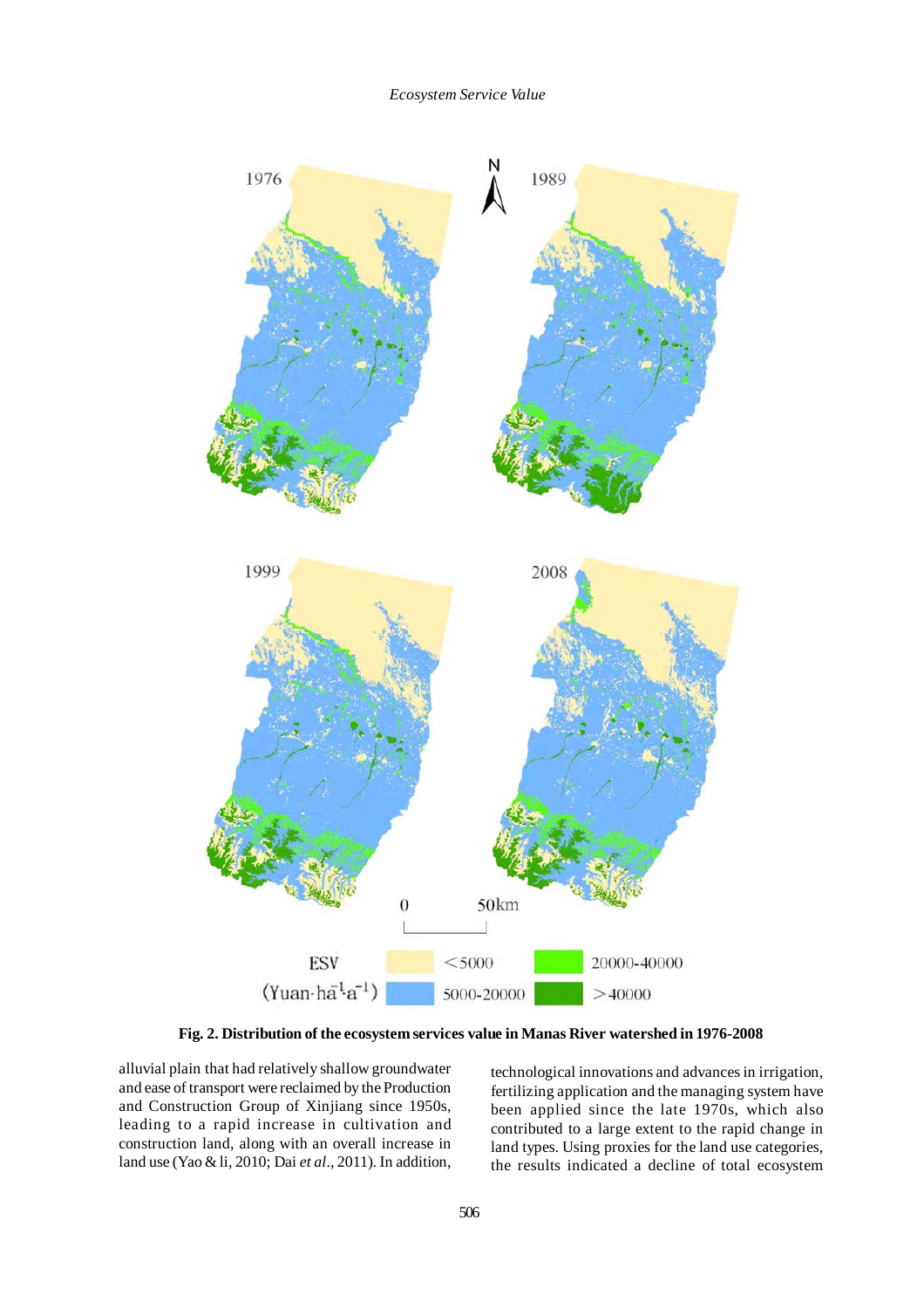Fig. 2. Distribution of the ecosystem services value in Manas River watershed in 1976-2008

alluvial plain that had relatively shallow groundwater and ease of transport were reclaimed by the Production and Construction Group of Xinjiang since 1950s, leading to a rapid increase in cultivation and construction land, along with an overall increase in land use (Yao & li, 2010; Dai *et al*., 2011). In addition, technological innovations and advances in irrigation, fertilizing application and the managing system have been applied since the late 1970s, which also contributed to a large extent to the rapid change in land types. Using proxies for the land use categories, the results indicated a decline of total ecosystem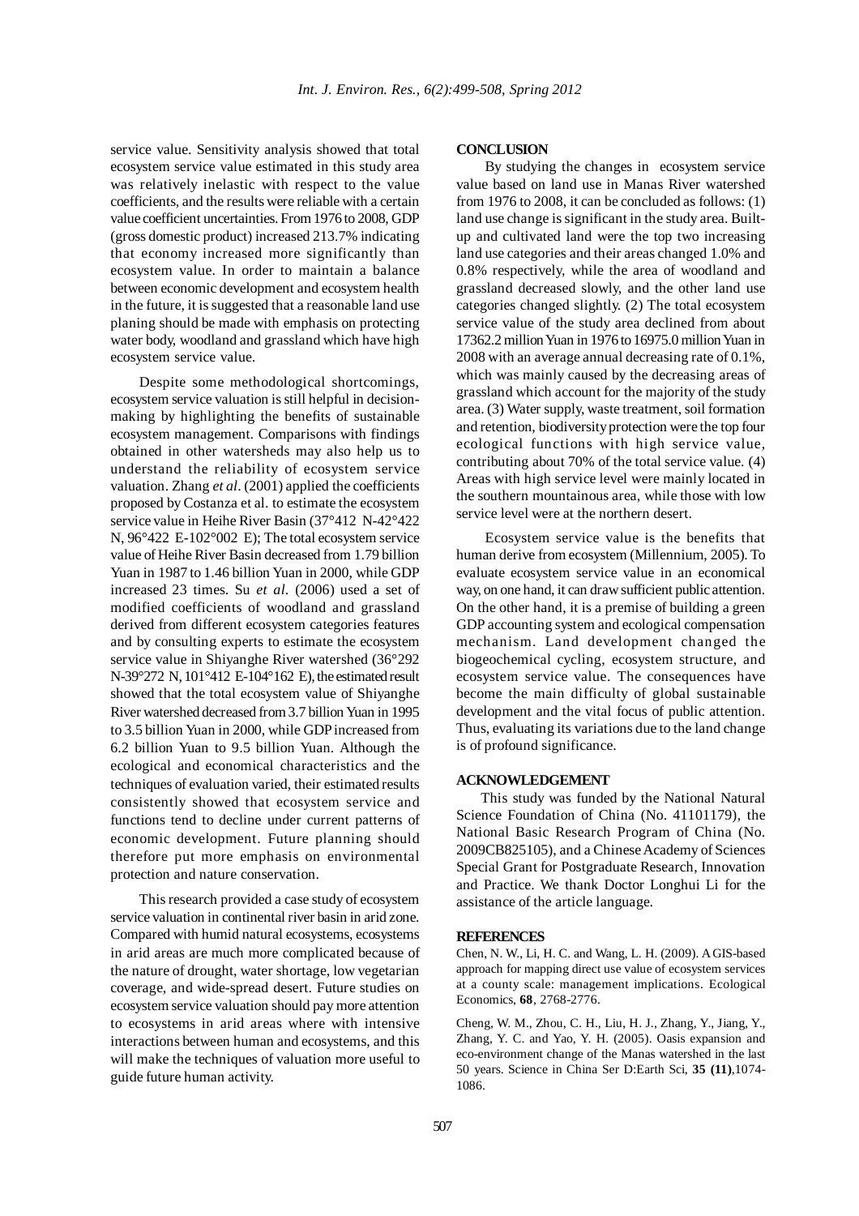service value. Sensitivity analysis showed that total ecosystem service value estimated in this study area was relatively inelastic with respect to the value coefficients, and the results were reliable with a certain value coefficient uncertainties. From 1976 to 2008, GDP (gross domestic product) increased 213.7% indicating that economy increased more significantly than ecosystem value. In order to maintain a balance between economic development and ecosystem health in the future, it is suggested that a reasonable land use planing should be made with emphasis on protecting water body, woodland and grassland which have high ecosystem service value.

Despite some methodological shortcomings, ecosystem service valuation is still helpful in decision-making by highlighting the benefits of sustainable ecosystem management. Comparisons with findings obtained in other watersheds may also help us to understand the reliability of ecosystem service valuation. Zhang *et al*. (2001) applied the coefficients proposed by Costanza et al. to estimate the ecosystem service value in Heihe River Basin (37°412 N-42°422 N, 96°422 E-102°002 E); The total ecosystem service value of Heihe River Basin decreased from 1.79 billion Yuan in 1987 to 1.46 billion Yuan in 2000, while GDP increased 23 times. Su *et al.* (2006) used a set of modified coefficients of woodland and grassland derived from different ecosystem categories features and by consulting experts to estimate the ecosystem service value in Shiyanghe River watershed (36°292 N-39°272 N, 101°412 E-104°162 E), the estimated result showed that the total ecosystem value of Shiyanghe River watershed decreased from 3.7 billion Yuan in 1995 to 3.5 billion Yuan in 2000, while GDP increased from 6.2 billion Yuan to 9.5 billion Yuan. Although the ecological and economical characteristics and the techniques of evaluation varied, their estimated results consistently showed that ecosystem service and functions tend to decline under current patterns of economic development. Future planning should therefore put more emphasis on environmental protection and nature conservation.

This research provided a case study of ecosystem service valuation in continental river basin in arid zone. Compared with humid natural ecosystems, ecosystems in arid areas are much more complicated because of the nature of drought, water shortage, low vegetarian coverage, and wide-spread desert. Future studies on ecosystem service valuation should pay more attention to ecosystems in arid areas where with intensive interactions between human and ecosystems, and this will make the techniques of valuation more useful to guide future human activity.

## CONCLUSION

By studying the changes in ecosystem service value based on land use in Manas River watershed from 1976 to 2008, it can be concluded as follows: (1) land use change is significant in the study area. Built-up and cultivated land were the top two increasing land use categories and their areas changed 1.0% and 0.8% respectively, while the area of woodland and grassland decreased slowly, and the other land use categories changed slightly. (2) The total ecosystem service value of the study area declined from about 17362.2 million Yuan in 1976 to 16975.0 million Yuan in 2008 with an average annual decreasing rate of 0.1%, which was mainly caused by the decreasing areas of grassland which account for the majority of the study area. (3) Water supply, waste treatment, soil formation and retention, biodiversity protection were the top four ecological functions with high service value, contributing about 70% of the total service value. (4) Areas with high service level were mainly located in the southern mountainous area, while those with low service level were at the northern desert.

Ecosystem service value is the benefits that human derive from ecosystem (Millennium, 2005). To evaluate ecosystem service value in an economical way, on one hand, it can draw sufficient public attention. On the other hand, it is a premise of building a green GDP accounting system and ecological compensation mechanism. Land development changed the biogeochemical cycling, ecosystem structure, and ecosystem service value. The consequences have become the main difficulty of global sustainable development and the vital focus of public attention. Thus, evaluating its variations due to the land change is of profound significance.

## ACKNOWLEDGEMENT

This study was funded by the National Natural Science Foundation of China (No. 41101179), the National Basic Research Program of China (No. 2009CB825105), and a Chinese Academy of Sciences Special Grant for Postgraduate Research, Innovation and Practice. We thank Doctor Longhui Li for the assistance of the article language.

## REFERENCES

Chen, N. W., Li, H. C. and Wang, L. H. (2009). A GIS-based approach for mapping direct use value of ecosystem services at a county scale: management implications. Ecological Economics, **68**, 2768-2776.

Cheng, W. M., Zhou, C. H., Liu, H. J., Zhang, Y., Jiang, Y., Zhang, Y. C. and Yao, Y. H. (2005). Oasis expansion and eco-environment change of the Manas watershed in the last 50 years. Science in China Ser D:Earth Sci, **35 (11)**,1074-1086.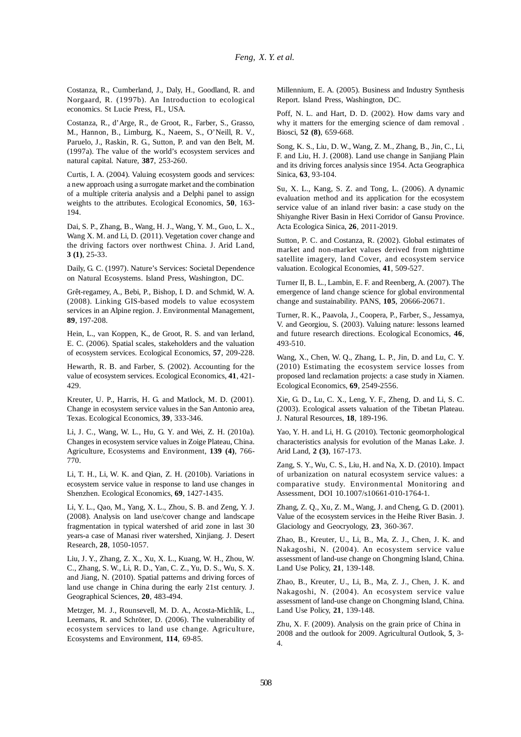Costanza, R., Cumberland, J., Daly, H., Goodland, R. and Norgaard, R. (1997b). An Introduction to ecological economics. St Lucie Press, FL, USA.

Costanza, R., d'Arge, R., de Groot, R., Farber, S., Grasso, M., Hannon, B., Limburg, K., Naeem, S., O'Neill, R. V., Paruelo, J., Raskin, R. G., Sutton, P. and van den Belt, M. (1997a). The value of the world's ecosystem services and natural capital. Nature, **387**, 253-260.

Curtis, I. A. (2004). Valuing ecosystem goods and services: a new approach using a surrogate market and the combination of a multiple criteria analysis and a Delphi panel to assign weights to the attributes. Ecological Economics, **50**, 163-194.

Dai, S. P., Zhang, B., Wang, H. J., Wang, Y. M., Guo, L. X., Wang X. M. and Li, D. (2011). Vegetation cover change and the driving factors over northwest China. J. Arid Land, **3 (1)**, 25-33.

Daily, G. C. (1997). Nature's Services: Societal Dependence on Natural Ecosystems. Island Press, Washington, DC.

Grêt-regamey, A., Bebi, P., Bishop, I. D. and Schmid, W. A. (2008). Linking GIS-based models to value ecosystem services in an Alpine region. J. Environmental Management, **89**, 197-208.

Hein, L., van Koppen, K., de Groot, R. S. and van Ierland, E. C. (2006). Spatial scales, stakeholders and the valuation of ecosystem services. Ecological Economics, **57**, 209-228.

Hewarth, R. B. and Farber, S. (2002). Accounting for the value of ecosystem services. Ecological Economics, **41**, 421-429.

Kreuter, U. P., Harris, H. G. and Matlock, M. D. (2001). Change in ecosystem service values in the San Antonio area, Texas. Ecological Economics, **39**, 333-346.

Li, J. C., Wang, W. L., Hu, G. Y. and Wei, Z. H. (2010a). Changes in ecosystem service values in Zoige Plateau, China. Agriculture, Ecosystems and Environment, **139 (4)**, 766-770.

Li, T. H., Li, W. K. and Qian, Z. H. (2010b). Variations in ecosystem service value in response to land use changes in Shenzhen. Ecological Economics, **69**, 1427-1435.

Li, Y. L., Qao, M., Yang, X. L., Zhou, S. B. and Zeng, Y. J. (2008). Analysis on land use/cover change and landscape fragmentation in typical watershed of arid zone in last 30 years-a case of Manasi river watershed, Xinjiang. J. Desert Research, **28**, 1050-1057.

Liu, J. Y., Zhang, Z. X., Xu, X. L., Kuang, W. H., Zhou, W. C., Zhang, S. W., Li, R. D., Yan, C. Z., Yu, D. S., Wu, S. X. and Jiang, N. (2010). Spatial patterns and driving forces of land use change in China during the early 21st century. J. Geographical Sciences, **20**, 483-494.

Metzger, M. J., Rounsevell, M. D. A., Acosta-Michlik, L., Leemans, R. and Schröter, D. (2006). The vulnerability of ecosystem services to land use change. Agriculture, Ecosystems and Environment, **114**, 69-85.

Millennium, E. A. (2005). Business and Industry Synthesis Report. Island Press, Washington, DC.

Poff, N. L. and Hart, D. D. (2002). How dams vary and why it matters for the emerging science of dam removal . Biosci, **52 (8)**, 659-668.

Song, K. S., Liu, D. W., Wang, Z. M., Zhang, B., Jin, C., Li, F. and Liu, H. J. (2008). Land use change in Sanjiang Plain and its driving forces analysis since 1954. Acta Geographica Sinica, **63**, 93-104.

Su, X. L., Kang, S. Z. and Tong, L. (2006). A dynamic evaluation method and its application for the ecosystem service value of an inland river basin: a case study on the Shiyanghe River Basin in Hexi Corridor of Gansu Province. Acta Ecologica Sinica, **26**, 2011-2019.

Sutton, P. C. and Costanza, R. (2002). Global estimates of market and non-market values derived from nighttime satellite imagery, land Cover, and ecosystem service valuation. Ecological Economies, **41**, 509-527.

Turner II, B. L., Lambin, E. F. and Reenberg, A. (2007). The emergence of land change science for global environmental change and sustainability. PANS, **105**, 20666-20671.

Turner, R. K., Paavola, J., Coopera, P., Farber, S., Jessamya, V. and Georgiou, S. (2003). Valuing nature: lessons learned and future research directions. Ecological Economics, **46**, 493-510.

Wang, X., Chen, W. Q., Zhang, L. P., Jin, D. and Lu, C. Y. (2010) Estimating the ecosystem service losses from proposed land reclamation projects: a case study in Xiamen. Ecological Economics, **69**, 2549-2556.

Xie, G. D., Lu, C. X., Leng, Y. F., Zheng, D. and Li, S. C. (2003). Ecological assets valuation of the Tibetan Plateau. J. Natural Resources, **18**, 189-196.

Yao, Y. H. and Li, H. G. (2010). Tectonic geomorphological characteristics analysis for evolution of the Manas Lake. J. Arid Land, **2 (3)**, 167-173.

Zang, S. Y., Wu, C. S., Liu, H. and Na, X. D. (2010). Impact of urbanization on natural ecosystem service values: a comparative study. Environmental Monitoring and Assessment, DOI 10.1007/s10661-010-1764-1.

Zhang, Z. Q., Xu, Z. M., Wang, J. and Cheng, G. D. (2001). Value of the ecosystem services in the Heihe River Basin. J. Glaciology and Geocryology, **23**, 360-367.

Zhao, B., Kreuter, U., Li, B., Ma, Z. J., Chen, J. K. and Nakagoshi, N. (2004). An ecosystem service value assessment of land-use change on Chongming Island, China. Land Use Policy, **21**, 139-148.

Zhao, B., Kreuter, U., Li, B., Ma, Z. J., Chen, J. K. and Nakagoshi, N. (2004). An ecosystem service value assessment of land-use change on Chongming Island, China. Land Use Policy, **21**, 139-148.

Zhu, X. F. (2009). Analysis on the grain price of China in 2008 and the outlook for 2009. Agricultural Outlook, **5**, 3-4.